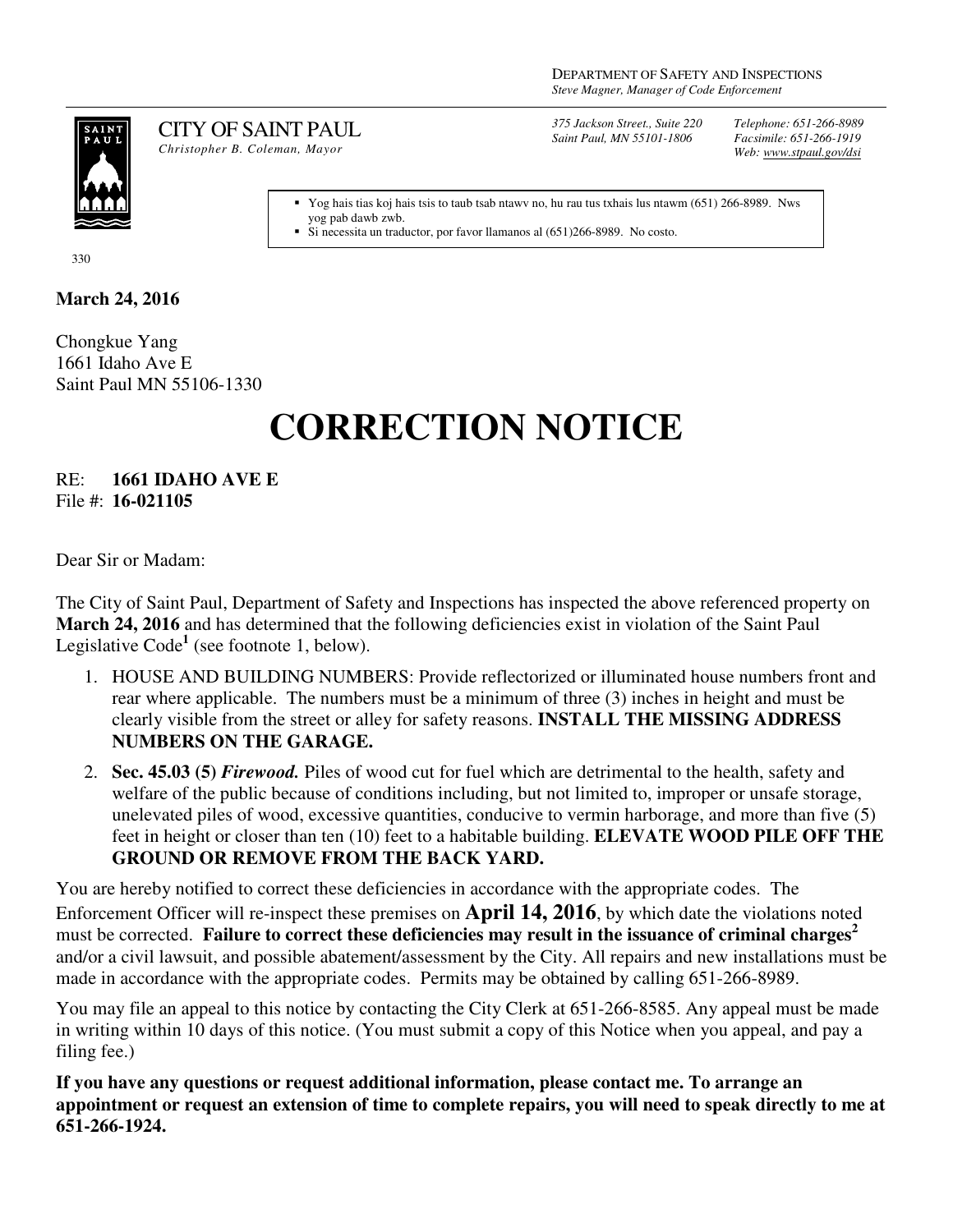DEPARTMENT OF SAFETY AND INSPECTIONS
*Steve Magner, Manager of Code Enforcement*

CITY OF SAINT PAUL
*Christopher B. Coleman, Mayor*

*375 Jackson Street., Suite 220*
*Saint Paul, MN 55101-1806*

*Telephone: 651-266-8989*
*Facsimile: 651-266-1919*
*Web: www.stpaul.gov/dsi*

- Yog hais tias koj hais tsis to taub tsab ntawv no, hu rau tus txhais lus ntawm (651) 266-8989. Nws yog pab dawb zwb.
- Si necessita un traductor, por favor llamanos al (651)266-8989. No costo.

330

**March 24, 2016**

Chongkue Yang
1661 Idaho Ave E
Saint Paul MN 55106-1330

# CORRECTION NOTICE

RE: **1661 IDAHO AVE E**
File #: **16-021105**

Dear Sir or Madam:

The City of Saint Paul, Department of Safety and Inspections has inspected the above referenced property on **March 24, 2016** and has determined that the following deficiencies exist in violation of the Saint Paul Legislative Code[1] (see footnote 1, below).

1. HOUSE AND BUILDING NUMBERS: Provide reflectorized or illuminated house numbers front and rear where applicable. The numbers must be a minimum of three (3) inches in height and must be clearly visible from the street or alley for safety reasons. **INSTALL THE MISSING ADDRESS NUMBERS ON THE GARAGE.**
2. **Sec. 45.03 (5)** ***Firewood.*** Piles of wood cut for fuel which are detrimental to the health, safety and welfare of the public because of conditions including, but not limited to, improper or unsafe storage, unelevated piles of wood, excessive quantities, conducive to vermin harborage, and more than five (5) feet in height or closer than ten (10) feet to a habitable building. **ELEVATE WOOD PILE OFF THE GROUND OR REMOVE FROM THE BACK YARD.**

You are hereby notified to correct these deficiencies in accordance with the appropriate codes. The Enforcement Officer will re-inspect these premises on **April 14, 2016**, by which date the violations noted must be corrected. **Failure to correct these deficiencies may result in the issuance of criminal charges[2]** and/or a civil lawsuit, and possible abatement/assessment by the City. All repairs and new installations must be made in accordance with the appropriate codes. Permits may be obtained by calling 651-266-8989.

You may file an appeal to this notice by contacting the City Clerk at 651-266-8585. Any appeal must be made in writing within 10 days of this notice. (You must submit a copy of this Notice when you appeal, and pay a filing fee.)

**If you have any questions or request additional information, please contact me. To arrange an appointment or request an extension of time to complete repairs, you will need to speak directly to me at 651-266-1924.**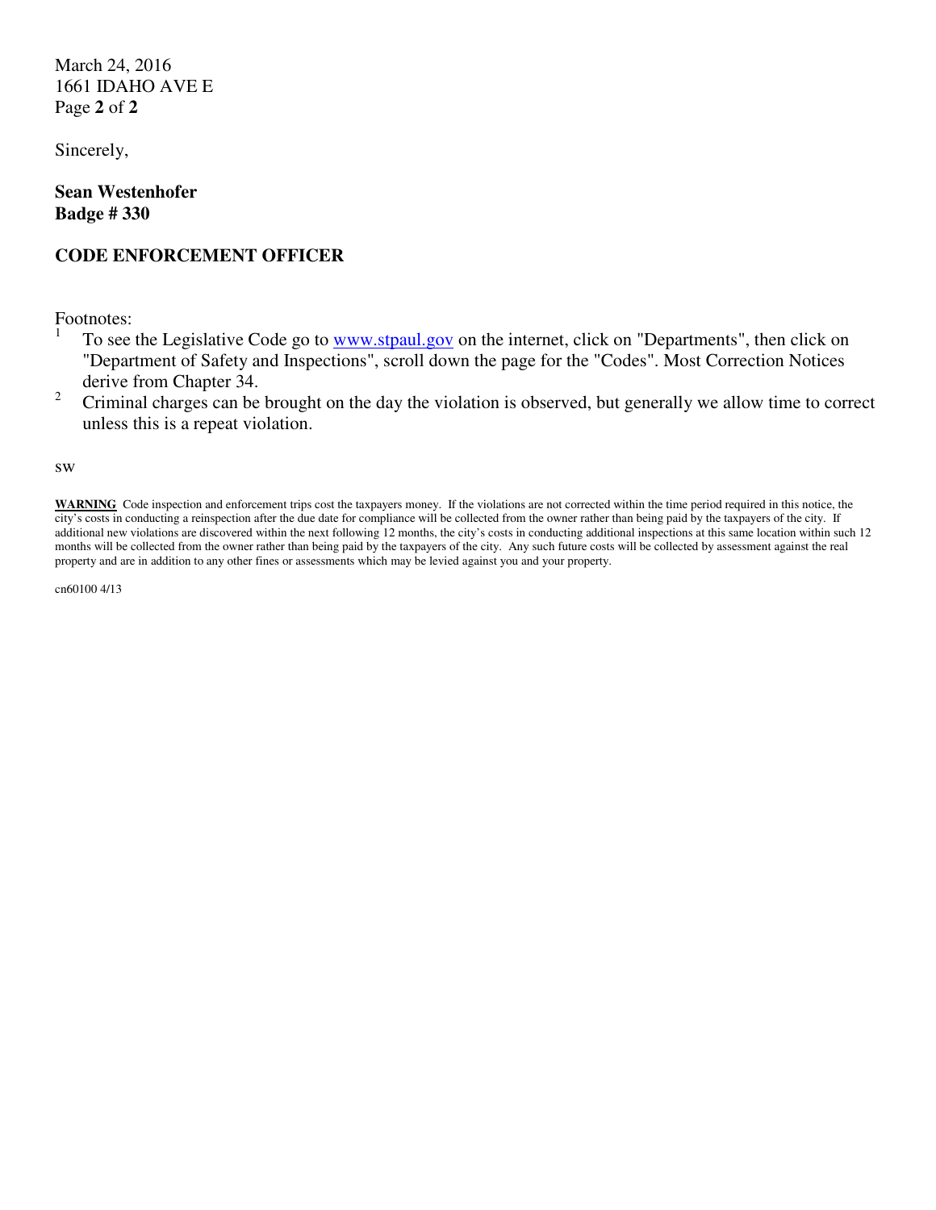March 24, 2016
1661 IDAHO AVE E

Sincerely,

**Sean Westenhofer**
**Badge # 330**

**CODE ENFORCEMENT OFFICER**

Footnotes:

[1] To see the Legislative Code go to www.stpaul.gov on the internet, click on "Departments", then click on "Department of Safety and Inspections", scroll down the page for the "Codes". Most Correction Notices derive from Chapter 34.

[2] Criminal charges can be brought on the day the violation is observed, but generally we allow time to correct unless this is a repeat violation.

sw

**WARNING** Code inspection and enforcement trips cost the taxpayers money. If the violations are not corrected within the time period required in this notice, the city's costs in conducting a reinspection after the due date for compliance will be collected from the owner rather than being paid by the taxpayers of the city. If additional new violations are discovered within the next following 12 months, the city's costs in conducting additional inspections at this same location within such 12 months will be collected from the owner rather than being paid by the taxpayers of the city. Any such future costs will be collected by assessment against the real property and are in addition to any other fines or assessments which may be levied against you and your property.

cn60100 4/13